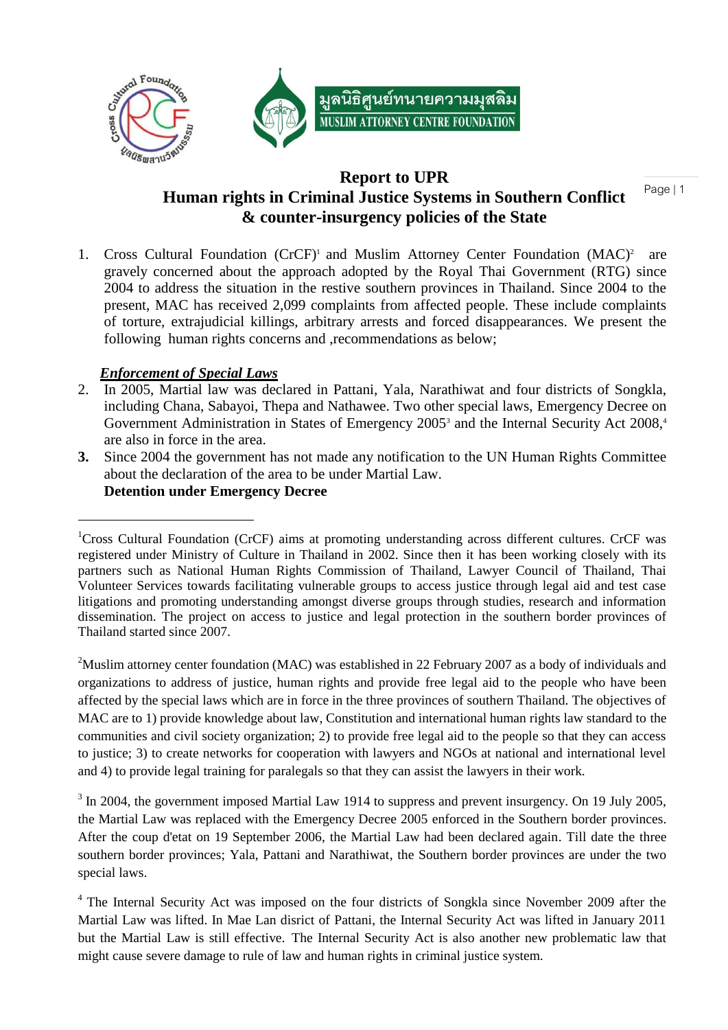# Report to UPR

## Human rights in Criminal Justice Systems in Southern Conflict & counter-insurgency policies of the State

1. Cross Cultural Foundation (CrCF)[1] and Muslim Attorney Center Foundation (MAC)[2] are gravely concerned about the approach adopted by the Royal Thai Government (RTG) since 2004 to address the situation in the restive southern provinces in Thailand. Since 2004 to the present, MAC has received 2,099 complaints from affected people. These include complaints of torture, extrajudicial killings, arbitrary arrests and forced disappearances. We present the following human rights concerns and ,recommendations as below;

***Enforcement of Special Laws***

2. In 2005, Martial law was declared in Pattani, Yala, Narathiwat and four districts of Songkla, including Chana, Sabayoi, Thepa and Nathawee. Two other special laws, Emergency Decree on Government Administration in States of Emergency 2005[3] and the Internal Security Act 2008,[4] are also in force in the area.
3. Since 2004 the government has not made any notification to the UN Human Rights Committee about the declaration of the area to be under Martial Law.

**Detention under Emergency Decree**

---

[1] Cross Cultural Foundation (CrCF) aims at promoting understanding across different cultures. CrCF was registered under Ministry of Culture in Thailand in 2002. Since then it has been working closely with its partners such as National Human Rights Commission of Thailand, Lawyer Council of Thailand, Thai Volunteer Services towards facilitating vulnerable groups to access justice through legal aid and test case litigations and promoting understanding amongst diverse groups through studies, research and information dissemination. The project on access to justice and legal protection in the southern border provinces of Thailand started since 2007.

[2] Muslim attorney center foundation (MAC) was established in 22 February 2007 as a body of individuals and organizations to address of justice, human rights and provide free legal aid to the people who have been affected by the special laws which are in force in the three provinces of southern Thailand. The objectives of MAC are to 1) provide knowledge about law, Constitution and international human rights law standard to the communities and civil society organization; 2) to provide free legal aid to the people so that they can access to justice; 3) to create networks for cooperation with lawyers and NGOs at national and international level and 4) to provide legal training for paralegals so that they can assist the lawyers in their work.

[3] In 2004, the government imposed Martial Law 1914 to suppress and prevent insurgency. On 19 July 2005, the Martial Law was replaced with the Emergency Decree 2005 enforced in the Southern border provinces. After the coup d'etat on 19 September 2006, the Martial Law had been declared again. Till date the three southern border provinces; Yala, Pattani and Narathiwat, the Southern border provinces are under the two special laws.

[4] The Internal Security Act was imposed on the four districts of Songkla since November 2009 after the Martial Law was lifted. In Mae Lan disrict of Pattani, the Internal Security Act was lifted in January 2011 but the Martial Law is still effective. The Internal Security Act is also another new problematic law that might cause severe damage to rule of law and human rights in criminal justice system.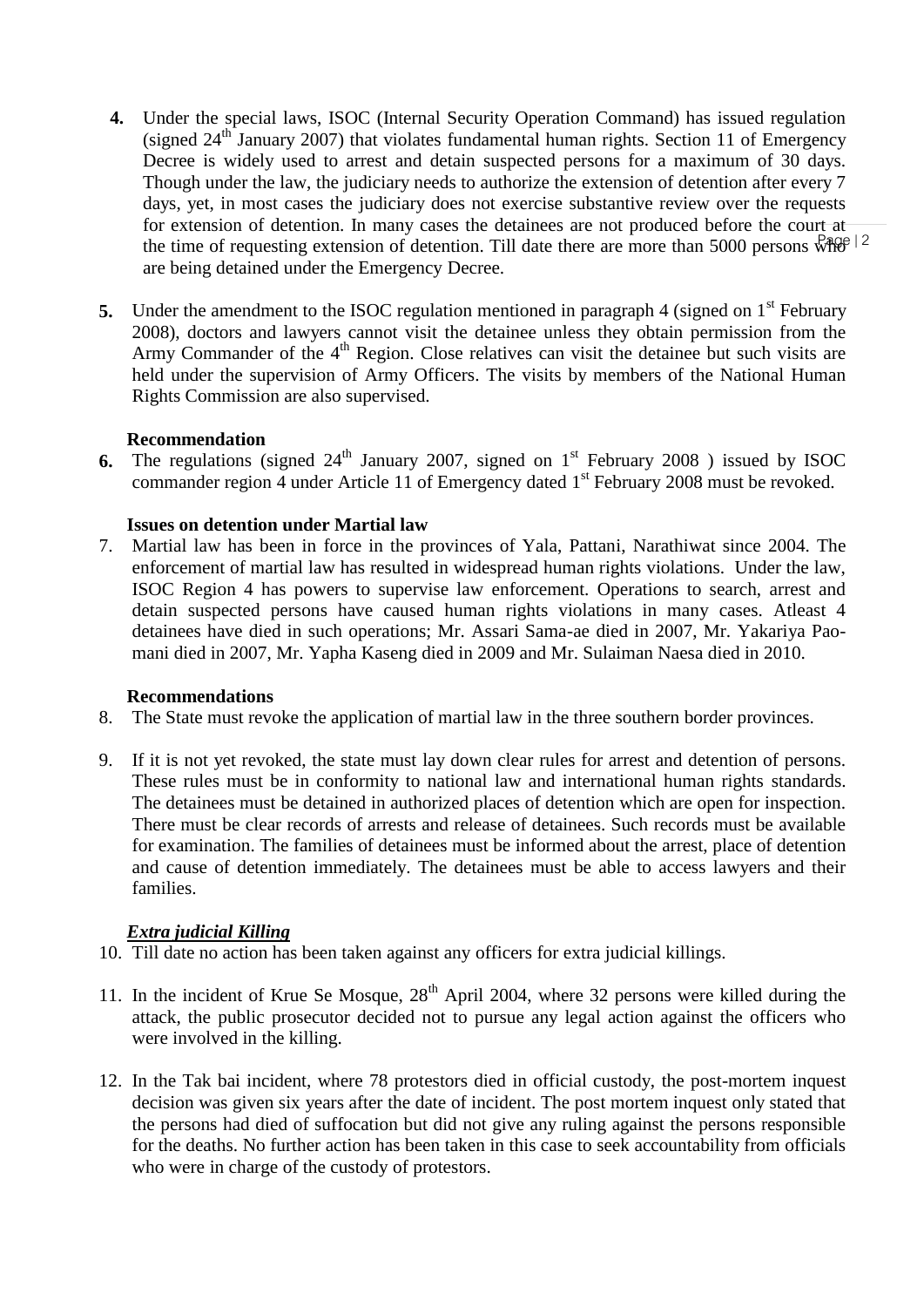4. Under the special laws, ISOC (Internal Security Operation Command) has issued regulation (signed 24th January 2007) that violates fundamental human rights. Section 11 of Emergency Decree is widely used to arrest and detain suspected persons for a maximum of 30 days. Though under the law, the judiciary needs to authorize the extension of detention after every 7 days, yet, in most cases the judiciary does not exercise substantive review over the requests for extension of detention. In many cases the detainees are not produced before the court at the time of requesting extension of detention. Till date there are more than 5000 persons who are being detained under the Emergency Decree.

5. Under the amendment to the ISOC regulation mentioned in paragraph 4 (signed on 1st February 2008), doctors and lawyers cannot visit the detainee unless they obtain permission from the Army Commander of the 4th Region. Close relatives can visit the detainee but such visits are held under the supervision of Army Officers. The visits by members of the National Human Rights Commission are also supervised.

**Recommendation**

6. The regulations (signed 24th January 2007, signed on 1st February 2008 ) issued by ISOC commander region 4 under Article 11 of Emergency dated 1st February 2008 must be revoked.

**Issues on detention under Martial law**

7. Martial law has been in force in the provinces of Yala, Pattani, Narathiwat since 2004. The enforcement of martial law has resulted in widespread human rights violations. Under the law, ISOC Region 4 has powers to supervise law enforcement. Operations to search, arrest and detain suspected persons have caused human rights violations in many cases. Atleast 4 detainees have died in such operations; Mr. Assari Sama-ae died in 2007, Mr. Yakariya Pao-mani died in 2007, Mr. Yapha Kaseng died in 2009 and Mr. Sulaiman Naesa died in 2010.

**Recommendations**

8. The State must revoke the application of martial law in the three southern border provinces.

9. If it is not yet revoked, the state must lay down clear rules for arrest and detention of persons. These rules must be in conformity to national law and international human rights standards. The detainees must be detained in authorized places of detention which are open for inspection. There must be clear records of arrests and release of detainees. Such records must be available for examination. The families of detainees must be informed about the arrest, place of detention and cause of detention immediately. The detainees must be able to access lawyers and their families.

***Extra judicial Killing***

10. Till date no action has been taken against any officers for extra judicial killings.

11. In the incident of Krue Se Mosque, 28th April 2004, where 32 persons were killed during the attack, the public prosecutor decided not to pursue any legal action against the officers who were involved in the killing.

12. In the Tak bai incident, where 78 protestors died in official custody, the post-mortem inquest decision was given six years after the date of incident. The post mortem inquest only stated that the persons had died of suffocation but did not give any ruling against the persons responsible for the deaths. No further action has been taken in this case to seek accountability from officials who were in charge of the custody of protestors.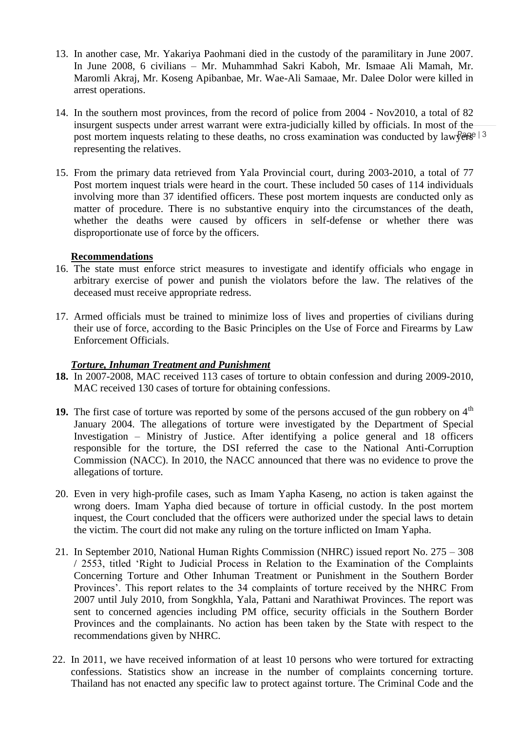13. In another case, Mr. Yakariya Paohmani died in the custody of the paramilitary in June 2007. In June 2008, 6 civilians – Mr. Muhammhad Sakri Kaboh, Mr. Ismaae Ali Mamah, Mr. Maromli Akraj, Mr. Koseng Apibanbae, Mr. Wae-Ali Samaae, Mr. Dalee Dolor were killed in arrest operations.

14. In the southern most provinces, from the record of police from 2004 - Nov2010, a total of 82 insurgent suspects under arrest warrant were extra-judicially killed by officials. In most of the post mortem inquests relating to these deaths, no cross examination was conducted by lawyers representing the relatives.

15. From the primary data retrieved from Yala Provincial court, during 2003-2010, a total of 77 Post mortem inquest trials were heard in the court. These included 50 cases of 114 individuals involving more than 37 identified officers. These post mortem inquests are conducted only as matter of procedure. There is no substantive enquiry into the circumstances of the death, whether the deaths were caused by officers in self-defense or whether there was disproportionate use of force by the officers.

**Recommendations**

16. The state must enforce strict measures to investigate and identify officials who engage in arbitrary exercise of power and punish the violators before the law. The relatives of the deceased must receive appropriate redress.

17. Armed officials must be trained to minimize loss of lives and properties of civilians during their use of force, according to the Basic Principles on the Use of Force and Firearms by Law Enforcement Officials.

***Torture, Inhuman Treatment and Punishment***

**18.** In 2007-2008, MAC received 113 cases of torture to obtain confession and during 2009-2010, MAC received 130 cases of torture for obtaining confessions.

**19.** The first case of torture was reported by some of the persons accused of the gun robbery on 4th January 2004. The allegations of torture were investigated by the Department of Special Investigation – Ministry of Justice. After identifying a police general and 18 officers responsible for the torture, the DSI referred the case to the National Anti-Corruption Commission (NACC). In 2010, the NACC announced that there was no evidence to prove the allegations of torture.

20. Even in very high-profile cases, such as Imam Yapha Kaseng, no action is taken against the wrong doers. Imam Yapha died because of torture in official custody. In the post mortem inquest, the Court concluded that the officers were authorized under the special laws to detain the victim. The court did not make any ruling on the torture inflicted on Imam Yapha.

21. In September 2010, National Human Rights Commission (NHRC) issued report No. 275 – 308 / 2553, titled 'Right to Judicial Process in Relation to the Examination of the Complaints Concerning Torture and Other Inhuman Treatment or Punishment in the Southern Border Provinces'. This report relates to the 34 complaints of torture received by the NHRC From 2007 until July 2010, from Songkhla, Yala, Pattani and Narathiwat Provinces. The report was sent to concerned agencies including PM office, security officials in the Southern Border Provinces and the complainants. No action has been taken by the State with respect to the recommendations given by NHRC.

22. In 2011, we have received information of at least 10 persons who were tortured for extracting confessions. Statistics show an increase in the number of complaints concerning torture. Thailand has not enacted any specific law to protect against torture. The Criminal Code and the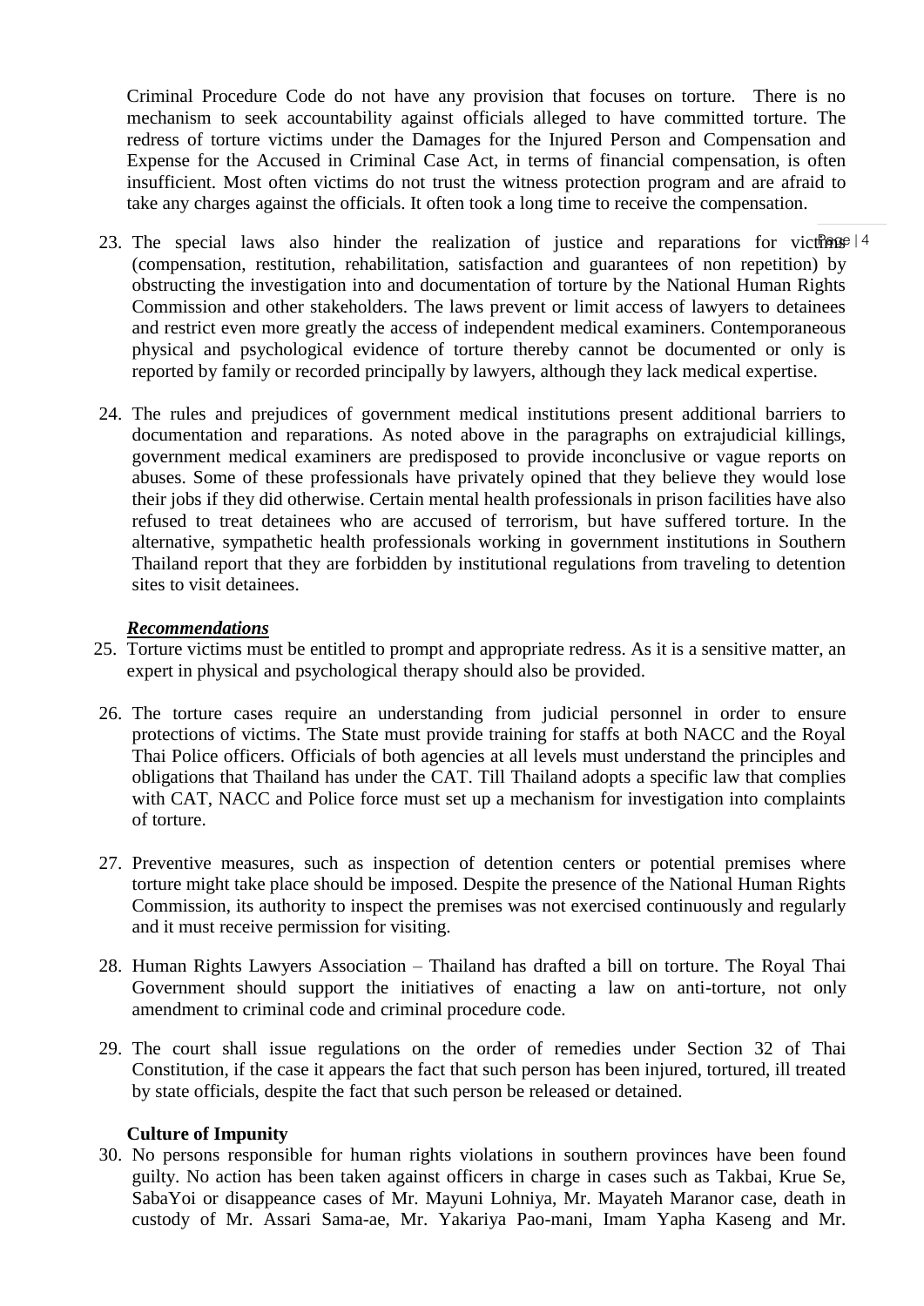Criminal Procedure Code do not have any provision that focuses on torture. There is no mechanism to seek accountability against officials alleged to have committed torture. The redress of torture victims under the Damages for the Injured Person and Compensation and Expense for the Accused in Criminal Case Act, in terms of financial compensation, is often insufficient. Most often victims do not trust the witness protection program and are afraid to take any charges against the officials. It often took a long time to receive the compensation.

23. The special laws also hinder the realization of justice and reparations for victims (compensation, restitution, rehabilitation, satisfaction and guarantees of non repetition) by obstructing the investigation into and documentation of torture by the National Human Rights Commission and other stakeholders. The laws prevent or limit access of lawyers to detainees and restrict even more greatly the access of independent medical examiners. Contemporaneous physical and psychological evidence of torture thereby cannot be documented or only is reported by family or recorded principally by lawyers, although they lack medical expertise.

24. The rules and prejudices of government medical institutions present additional barriers to documentation and reparations. As noted above in the paragraphs on extrajudicial killings, government medical examiners are predisposed to provide inconclusive or vague reports on abuses. Some of these professionals have privately opined that they believe they would lose their jobs if they did otherwise. Certain mental health professionals in prison facilities have also refused to treat detainees who are accused of terrorism, but have suffered torture. In the alternative, sympathetic health professionals working in government institutions in Southern Thailand report that they are forbidden by institutional regulations from traveling to detention sites to visit detainees.

***Recommendations***

25. Torture victims must be entitled to prompt and appropriate redress. As it is a sensitive matter, an expert in physical and psychological therapy should also be provided.

26. The torture cases require an understanding from judicial personnel in order to ensure protections of victims. The State must provide training for staffs at both NACC and the Royal Thai Police officers. Officials of both agencies at all levels must understand the principles and obligations that Thailand has under the CAT. Till Thailand adopts a specific law that complies with CAT, NACC and Police force must set up a mechanism for investigation into complaints of torture.

27. Preventive measures, such as inspection of detention centers or potential premises where torture might take place should be imposed. Despite the presence of the National Human Rights Commission, its authority to inspect the premises was not exercised continuously and regularly and it must receive permission for visiting.

28. Human Rights Lawyers Association – Thailand has drafted a bill on torture. The Royal Thai Government should support the initiatives of enacting a law on anti-torture, not only amendment to criminal code and criminal procedure code.

29. The court shall issue regulations on the order of remedies under Section 32 of Thai Constitution, if the case it appears the fact that such person has been injured, tortured, ill treated by state officials, despite the fact that such person be released or detained.

**Culture of Impunity**

30. No persons responsible for human rights violations in southern provinces have been found guilty. No action has been taken against officers in charge in cases such as Takbai, Krue Se, SabaYoi or disappeance cases of Mr. Mayuni Lohniya, Mr. Mayateh Maranor case, death in custody of Mr. Assari Sama-ae, Mr. Yakariya Pao-mani, Imam Yapha Kaseng and Mr.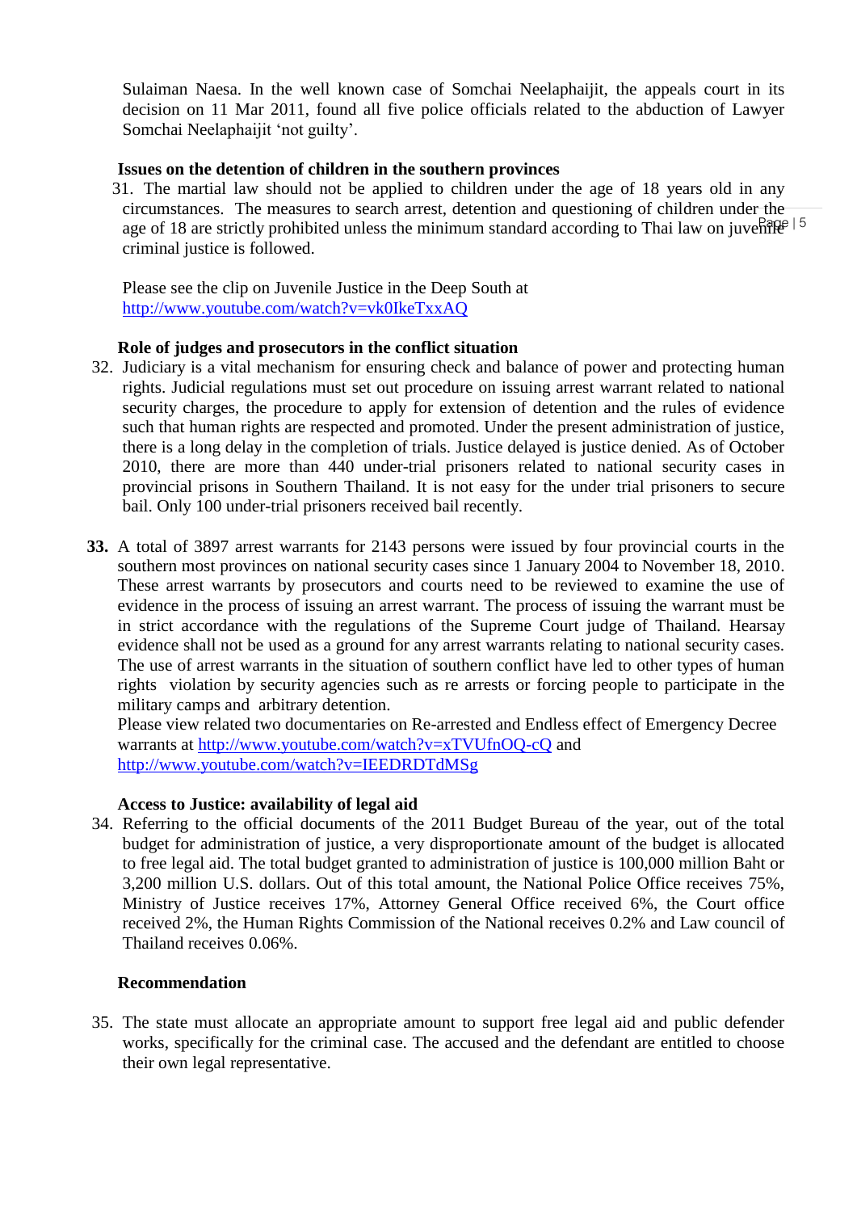Sulaiman Naesa. In the well known case of Somchai Neelaphaijit, the appeals court in its decision on 11 Mar 2011, found all five police officials related to the abduction of Lawyer Somchai Neelaphaijit 'not guilty'.

**Issues on the detention of children in the southern provinces**

31. The martial law should not be applied to children under the age of 18 years old in any circumstances. The measures to search arrest, detention and questioning of children under the age of 18 are strictly prohibited unless the minimum standard according to Thai law on juvenile criminal justice is followed.

Please see the clip on Juvenile Justice in the Deep South at http://www.youtube.com/watch?v=vk0IkeTxxAQ

**Role of judges and prosecutors in the conflict situation**

32. Judiciary is a vital mechanism for ensuring check and balance of power and protecting human rights. Judicial regulations must set out procedure on issuing arrest warrant related to national security charges, the procedure to apply for extension of detention and the rules of evidence such that human rights are respected and promoted. Under the present administration of justice, there is a long delay in the completion of trials. Justice delayed is justice denied. As of October 2010, there are more than 440 under-trial prisoners related to national security cases in provincial prisons in Southern Thailand. It is not easy for the under trial prisoners to secure bail. Only 100 under-trial prisoners received bail recently.

**33.** A total of 3897 arrest warrants for 2143 persons were issued by four provincial courts in the southern most provinces on national security cases since 1 January 2004 to November 18, 2010. These arrest warrants by prosecutors and courts need to be reviewed to examine the use of evidence in the process of issuing an arrest warrant. The process of issuing the warrant must be in strict accordance with the regulations of the Supreme Court judge of Thailand. Hearsay evidence shall not be used as a ground for any arrest warrants relating to national security cases. The use of arrest warrants in the situation of southern conflict have led to other types of human rights violation by security agencies such as re arrests or forcing people to participate in the military camps and arbitrary detention.
Please view related two documentaries on Re-arrested and Endless effect of Emergency Decree warrants at http://www.youtube.com/watch?v=xTVUfnOQ-cQ and http://www.youtube.com/watch?v=IEEDRDTdMSg

**Access to Justice: availability of legal aid**

34. Referring to the official documents of the 2011 Budget Bureau of the year, out of the total budget for administration of justice, a very disproportionate amount of the budget is allocated to free legal aid. The total budget granted to administration of justice is 100,000 million Baht or 3,200 million U.S. dollars. Out of this total amount, the National Police Office receives 75%, Ministry of Justice receives 17%, Attorney General Office received 6%, the Court office received 2%, the Human Rights Commission of the National receives 0.2% and Law council of Thailand receives 0.06%.

**Recommendation**

35. The state must allocate an appropriate amount to support free legal aid and public defender works, specifically for the criminal case. The accused and the defendant are entitled to choose their own legal representative.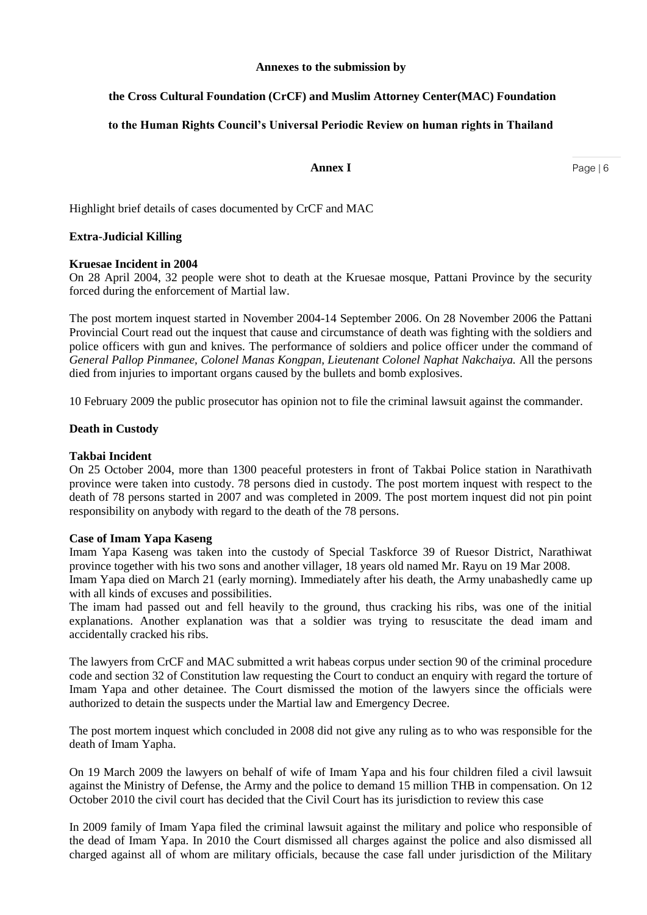**Annexes to the submission by**

**the Cross Cultural Foundation (CrCF) and Muslim Attorney Center(MAC) Foundation**

**to the Human Rights Council's Universal Periodic Review on human rights in Thailand**

**Annex I**

Highlight brief details of cases documented by CrCF and MAC

**Extra-Judicial Killing**

**Kruesae Incident in 2004**

On 28 April 2004, 32 people were shot to death at the Kruesae mosque, Pattani Province by the security forced during the enforcement of Martial law.

The post mortem inquest started in November 2004-14 September 2006. On 28 November 2006 the Pattani Provincial Court read out the inquest that cause and circumstance of death was fighting with the soldiers and police officers with gun and knives. The performance of soldiers and police officer under the command of *General Pallop Pinmanee, Colonel Manas Kongpan, Lieutenant Colonel Naphat Nakchaiya.* All the persons died from injuries to important organs caused by the bullets and bomb explosives.

10 February 2009 the public prosecutor has opinion not to file the criminal lawsuit against the commander.

**Death in Custody**

**Takbai Incident**

On 25 October 2004, more than 1300 peaceful protesters in front of Takbai Police station in Narathivath province were taken into custody. 78 persons died in custody. The post mortem inquest with respect to the death of 78 persons started in 2007 and was completed in 2009. The post mortem inquest did not pin point responsibility on anybody with regard to the death of the 78 persons.

**Case of Imam Yapa Kaseng**

Imam Yapa Kaseng was taken into the custody of Special Taskforce 39 of Ruesor District, Narathiwat province together with his two sons and another villager, 18 years old named Mr. Rayu on 19 Mar 2008.
Imam Yapa died on March 21 (early morning). Immediately after his death, the Army unabashedly came up with all kinds of excuses and possibilities.
The imam had passed out and fell heavily to the ground, thus cracking his ribs, was one of the initial explanations. Another explanation was that a soldier was trying to resuscitate the dead imam and accidentally cracked his ribs.

The lawyers from CrCF and MAC submitted a writ habeas corpus under section 90 of the criminal procedure code and section 32 of Constitution law requesting the Court to conduct an enquiry with regard the torture of Imam Yapa and other detainee. The Court dismissed the motion of the lawyers since the officials were authorized to detain the suspects under the Martial law and Emergency Decree.

The post mortem inquest which concluded in 2008 did not give any ruling as to who was responsible for the death of Imam Yapha.

On 19 March 2009 the lawyers on behalf of wife of Imam Yapa and his four children filed a civil lawsuit against the Ministry of Defense, the Army and the police to demand 15 million THB in compensation. On 12 October 2010 the civil court has decided that the Civil Court has its jurisdiction to review this case

In 2009 family of Imam Yapa filed the criminal lawsuit against the military and police who responsible of the dead of Imam Yapa. In 2010 the Court dismissed all charges against the police and also dismissed all charged against all of whom are military officials, because the case fall under jurisdiction of the Military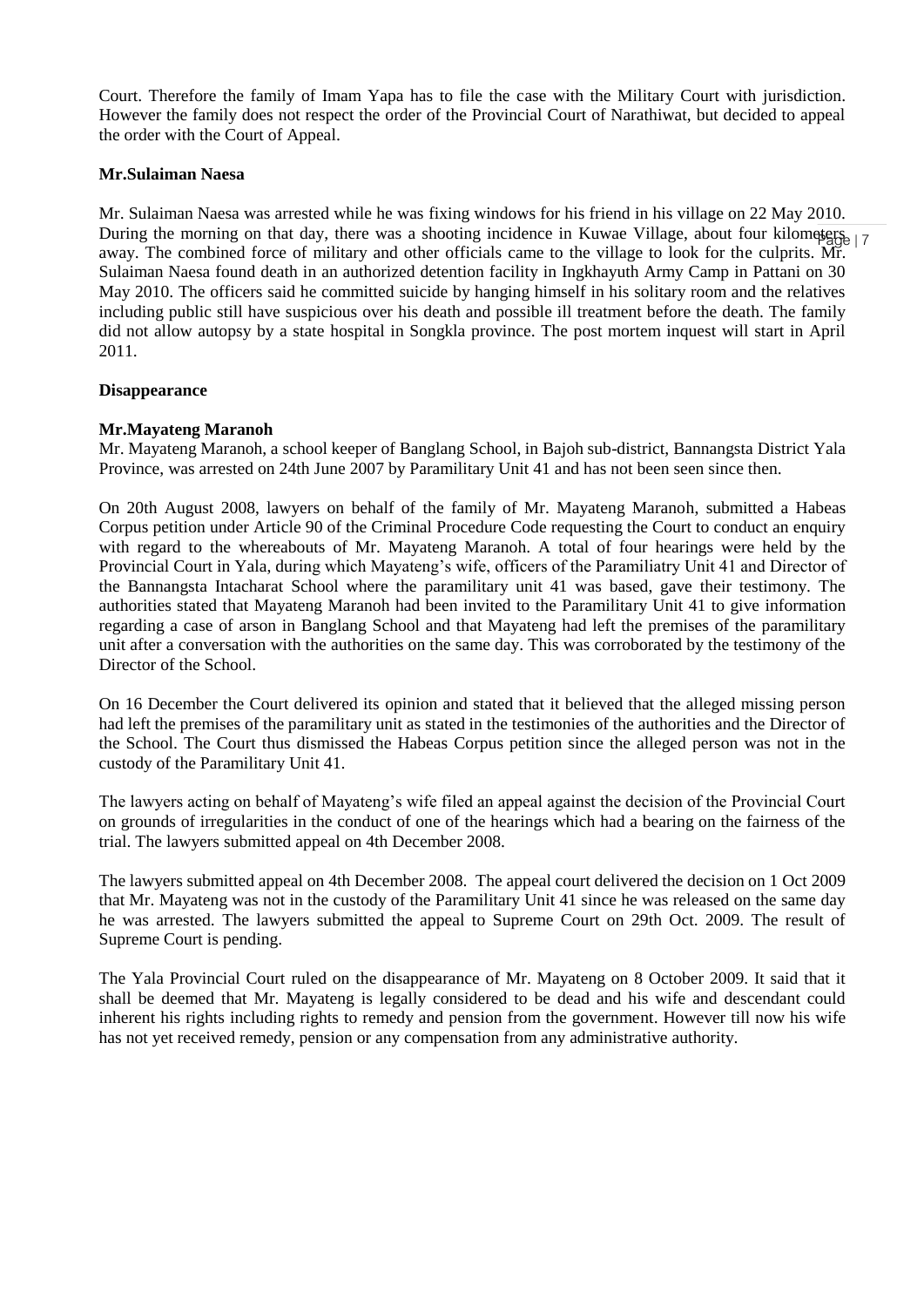Court. Therefore the family of Imam Yapa has to file the case with the Military Court with jurisdiction. However the family does not respect the order of the Provincial Court of Narathiwat, but decided to appeal the order with the Court of Appeal.

**Mr.Sulaiman Naesa**

Mr. Sulaiman Naesa was arrested while he was fixing windows for his friend in his village on 22 May 2010. During the morning on that day, there was a shooting incidence in Kuwae Village, about four kilometers away. The combined force of military and other officials came to the village to look for the culprits. Mr. Sulaiman Naesa found death in an authorized detention facility in Ingkhayuth Army Camp in Pattani on 30 May 2010. The officers said he committed suicide by hanging himself in his solitary room and the relatives including public still have suspicious over his death and possible ill treatment before the death. The family did not allow autopsy by a state hospital in Songkla province. The post mortem inquest will start in April 2011.

**Disappearance**

**Mr.Mayateng Maranoh**

Mr. Mayateng Maranoh, a school keeper of Banglang School, in Bajoh sub-district, Bannangsta District Yala Province, was arrested on 24th June 2007 by Paramilitary Unit 41 and has not been seen since then.

On 20th August 2008, lawyers on behalf of the family of Mr. Mayateng Maranoh, submitted a Habeas Corpus petition under Article 90 of the Criminal Procedure Code requesting the Court to conduct an enquiry with regard to the whereabouts of Mr. Mayateng Maranoh. A total of four hearings were held by the Provincial Court in Yala, during which Mayateng's wife, officers of the Paramiliatry Unit 41 and Director of the Bannangsta Intacharat School where the paramilitary unit 41 was based, gave their testimony. The authorities stated that Mayateng Maranoh had been invited to the Paramilitary Unit 41 to give information regarding a case of arson in Banglang School and that Mayateng had left the premises of the paramilitary unit after a conversation with the authorities on the same day. This was corroborated by the testimony of the Director of the School.

On 16 December the Court delivered its opinion and stated that it believed that the alleged missing person had left the premises of the paramilitary unit as stated in the testimonies of the authorities and the Director of the School. The Court thus dismissed the Habeas Corpus petition since the alleged person was not in the custody of the Paramilitary Unit 41.

The lawyers acting on behalf of Mayateng's wife filed an appeal against the decision of the Provincial Court on grounds of irregularities in the conduct of one of the hearings which had a bearing on the fairness of the trial. The lawyers submitted appeal on 4th December 2008.

The lawyers submitted appeal on 4th December 2008. The appeal court delivered the decision on 1 Oct 2009 that Mr. Mayateng was not in the custody of the Paramilitary Unit 41 since he was released on the same day he was arrested. The lawyers submitted the appeal to Supreme Court on 29th Oct. 2009. The result of Supreme Court is pending.

The Yala Provincial Court ruled on the disappearance of Mr. Mayateng on 8 October 2009. It said that it shall be deemed that Mr. Mayateng is legally considered to be dead and his wife and descendant could inherent his rights including rights to remedy and pension from the government. However till now his wife has not yet received remedy, pension or any compensation from any administrative authority.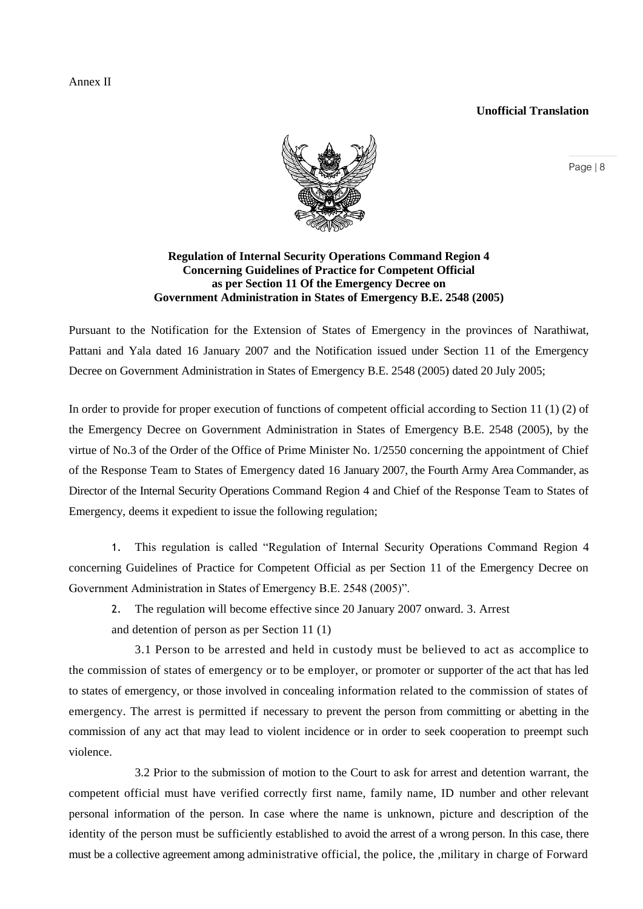Annex II

**Unofficial Translation**

**Regulation of Internal Security Operations Command Region 4**
**Concerning Guidelines of Practice for Competent Official**
**as per Section 11 Of the Emergency Decree on**
**Government Administration in States of Emergency B.E. 2548 (2005)**

Pursuant to the Notification for the Extension of States of Emergency in the provinces of Narathiwat, Pattani and Yala dated 16 January 2007 and the Notification issued under Section 11 of the Emergency Decree on Government Administration in States of Emergency B.E. 2548 (2005) dated 20 July 2005;

In order to provide for proper execution of functions of competent official according to Section 11 (1) (2) of the Emergency Decree on Government Administration in States of Emergency B.E. 2548 (2005), by the virtue of No.3 of the Order of the Office of Prime Minister No. 1/2550 concerning the appointment of Chief of the Response Team to States of Emergency dated 16 January 2007, the Fourth Army Area Commander, as Director of the Internal Security Operations Command Region 4 and Chief of the Response Team to States of Emergency, deems it expedient to issue the following regulation;

1. This regulation is called "Regulation of Internal Security Operations Command Region 4 concerning Guidelines of Practice for Competent Official as per Section 11 of the Emergency Decree on Government Administration in States of Emergency B.E. 2548 (2005)".

2. The regulation will become effective since 20 January 2007 onward. 3. Arrest and detention of person as per Section 11 (1)

3.1 Person to be arrested and held in custody must be believed to act as accomplice to the commission of states of emergency or to be employer, or promoter or supporter of the act that has led to states of emergency, or those involved in concealing information related to the commission of states of emergency. The arrest is permitted if necessary to prevent the person from committing or abetting in the commission of any act that may lead to violent incidence or in order to seek cooperation to preempt such violence.

3.2 Prior to the submission of motion to the Court to ask for arrest and detention warrant, the competent official must have verified correctly first name, family name, ID number and other relevant personal information of the person. In case where the name is unknown, picture and description of the identity of the person must be sufficiently established to avoid the arrest of a wrong person. In this case, there must be a collective agreement among administrative official, the police, the ,military in charge of Forward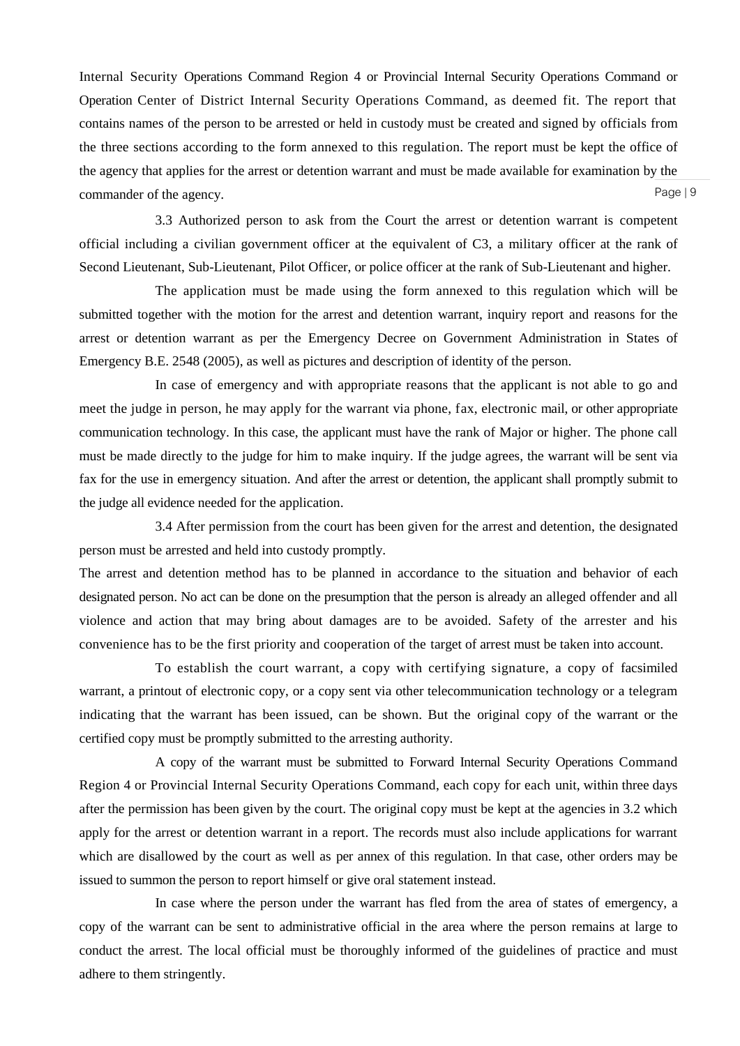Internal Security Operations Command Region 4 or Provincial Internal Security Operations Command or Operation Center of District Internal Security Operations Command, as deemed fit. The report that contains names of the person to be arrested or held in custody must be created and signed by officials from the three sections according to the form annexed to this regulation. The report must be kept the office of the agency that applies for the arrest or detention warrant and must be made available for examination by the commander of the agency.

3.3 Authorized person to ask from the Court the arrest or detention warrant is competent official including a civilian government officer at the equivalent of C3, a military officer at the rank of Second Lieutenant, Sub-Lieutenant, Pilot Officer, or police officer at the rank of Sub-Lieutenant and higher.

The application must be made using the form annexed to this regulation which will be submitted together with the motion for the arrest and detention warrant, inquiry report and reasons for the arrest or detention warrant as per the Emergency Decree on Government Administration in States of Emergency B.E. 2548 (2005), as well as pictures and description of identity of the person.

In case of emergency and with appropriate reasons that the applicant is not able to go and meet the judge in person, he may apply for the warrant via phone, fax, electronic mail, or other appropriate communication technology. In this case, the applicant must have the rank of Major or higher. The phone call must be made directly to the judge for him to make inquiry. If the judge agrees, the warrant will be sent via fax for the use in emergency situation. And after the arrest or detention, the applicant shall promptly submit to the judge all evidence needed for the application.

3.4 After permission from the court has been given for the arrest and detention, the designated person must be arrested and held into custody promptly.

The arrest and detention method has to be planned in accordance to the situation and behavior of each designated person. No act can be done on the presumption that the person is already an alleged offender and all violence and action that may bring about damages are to be avoided. Safety of the arrester and his convenience has to be the first priority and cooperation of the target of arrest must be taken into account.

To establish the court warrant, a copy with certifying signature, a copy of facsimiled warrant, a printout of electronic copy, or a copy sent via other telecommunication technology or a telegram indicating that the warrant has been issued, can be shown. But the original copy of the warrant or the certified copy must be promptly submitted to the arresting authority.

A copy of the warrant must be submitted to Forward Internal Security Operations Command Region 4 or Provincial Internal Security Operations Command, each copy for each unit, within three days after the permission has been given by the court. The original copy must be kept at the agencies in 3.2 which apply for the arrest or detention warrant in a report. The records must also include applications for warrant which are disallowed by the court as well as per annex of this regulation. In that case, other orders may be issued to summon the person to report himself or give oral statement instead.

In case where the person under the warrant has fled from the area of states of emergency, a copy of the warrant can be sent to administrative official in the area where the person remains at large to conduct the arrest. The local official must be thoroughly informed of the guidelines of practice and must adhere to them stringently.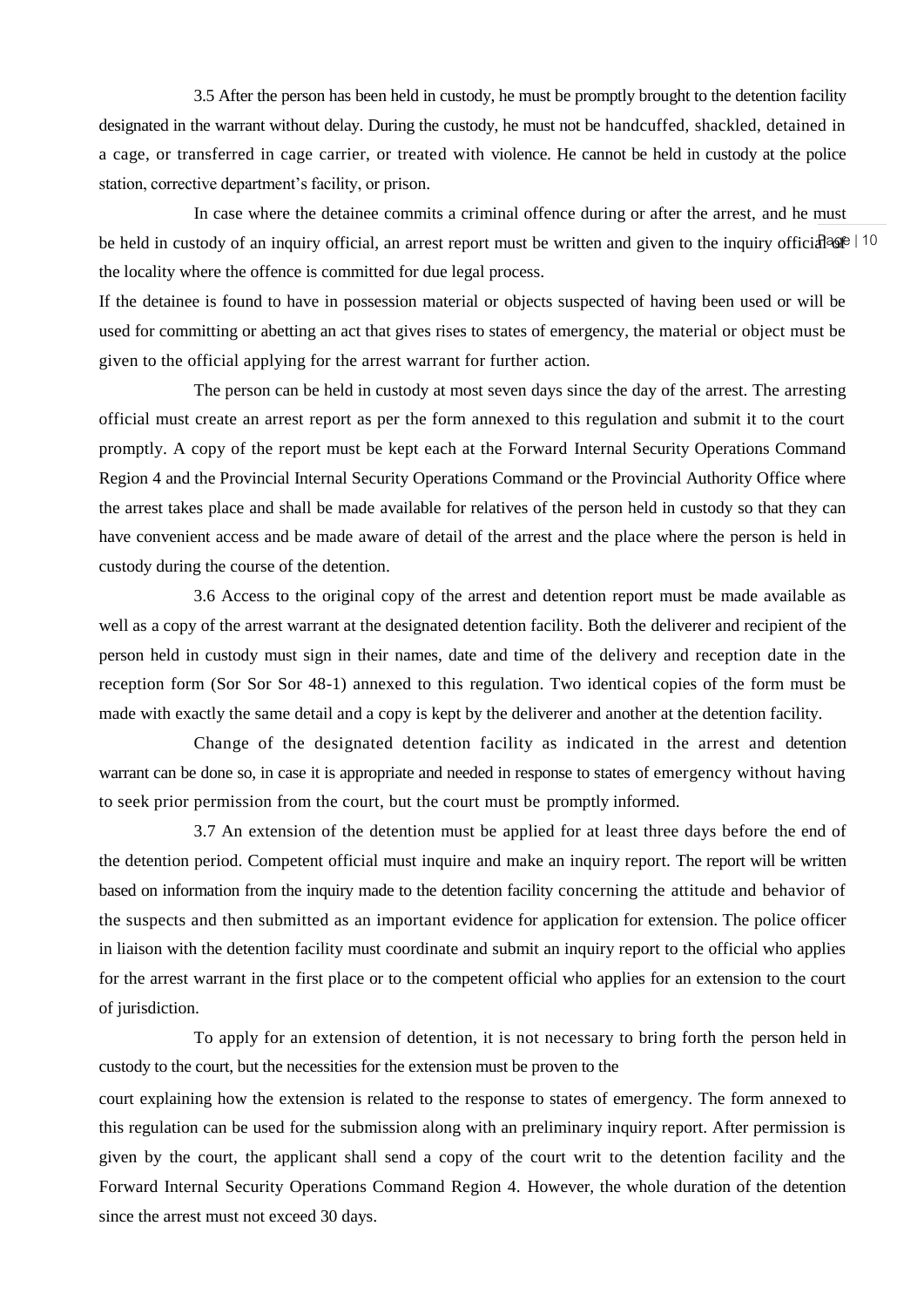3.5 After the person has been held in custody, he must be promptly brought to the detention facility designated in the warrant without delay. During the custody, he must not be handcuffed, shackled, detained in a cage, or transferred in cage carrier, or treated with violence. He cannot be held in custody at the police station, corrective department's facility, or prison.

In case where the detainee commits a criminal offence during or after the arrest, and he must be held in custody of an inquiry official, an arrest report must be written and given to the inquiry official of the locality where the offence is committed for due legal process.

If the detainee is found to have in possession material or objects suspected of having been used or will be used for committing or abetting an act that gives rises to states of emergency, the material or object must be given to the official applying for the arrest warrant for further action.

The person can be held in custody at most seven days since the day of the arrest. The arresting official must create an arrest report as per the form annexed to this regulation and submit it to the court promptly. A copy of the report must be kept each at the Forward Internal Security Operations Command Region 4 and the Provincial Internal Security Operations Command or the Provincial Authority Office where the arrest takes place and shall be made available for relatives of the person held in custody so that they can have convenient access and be made aware of detail of the arrest and the place where the person is held in custody during the course of the detention.

3.6 Access to the original copy of the arrest and detention report must be made available as well as a copy of the arrest warrant at the designated detention facility. Both the deliverer and recipient of the person held in custody must sign in their names, date and time of the delivery and reception date in the reception form (Sor Sor Sor 48-1) annexed to this regulation. Two identical copies of the form must be made with exactly the same detail and a copy is kept by the deliverer and another at the detention facility.

Change of the designated detention facility as indicated in the arrest and detention warrant can be done so, in case it is appropriate and needed in response to states of emergency without having to seek prior permission from the court, but the court must be promptly informed.

3.7 An extension of the detention must be applied for at least three days before the end of the detention period. Competent official must inquire and make an inquiry report. The report will be written based on information from the inquiry made to the detention facility concerning the attitude and behavior of the suspects and then submitted as an important evidence for application for extension. The police officer in liaison with the detention facility must coordinate and submit an inquiry report to the official who applies for the arrest warrant in the first place or to the competent official who applies for an extension to the court of jurisdiction.

To apply for an extension of detention, it is not necessary to bring forth the person held in custody to the court, but the necessities for the extension must be proven to the court explaining how the extension is related to the response to states of emergency. The form annexed to this regulation can be used for the submission along with an preliminary inquiry report. After permission is given by the court, the applicant shall send a copy of the court writ to the detention facility and the Forward Internal Security Operations Command Region 4. However, the whole duration of the detention since the arrest must not exceed 30 days.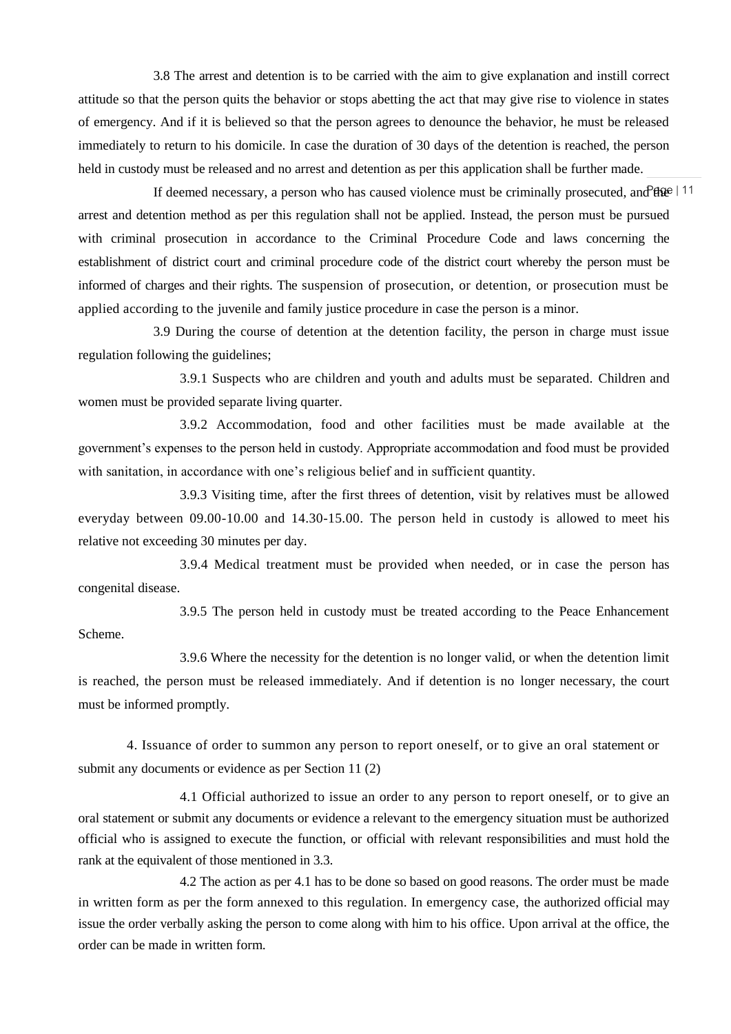3.8 The arrest and detention is to be carried with the aim to give explanation and instill correct attitude so that the person quits the behavior or stops abetting the act that may give rise to violence in states of emergency. And if it is believed so that the person agrees to denounce the behavior, he must be released immediately to return to his domicile. In case the duration of 30 days of the detention is reached, the person held in custody must be released and no arrest and detention as per this application shall be further made.

If deemed necessary, a person who has caused violence must be criminally prosecuted, and the arrest and detention method as per this regulation shall not be applied. Instead, the person must be pursued with criminal prosecution in accordance to the Criminal Procedure Code and laws concerning the establishment of district court and criminal procedure code of the district court whereby the person must be informed of charges and their rights. The suspension of prosecution, or detention, or prosecution must be applied according to the juvenile and family justice procedure in case the person is a minor.

3.9 During the course of detention at the detention facility, the person in charge must issue regulation following the guidelines;

3.9.1 Suspects who are children and youth and adults must be separated. Children and women must be provided separate living quarter.

3.9.2 Accommodation, food and other facilities must be made available at the government's expenses to the person held in custody. Appropriate accommodation and food must be provided with sanitation, in accordance with one's religious belief and in sufficient quantity.

3.9.3 Visiting time, after the first threes of detention, visit by relatives must be allowed everyday between 09.00-10.00 and 14.30-15.00. The person held in custody is allowed to meet his relative not exceeding 30 minutes per day.

3.9.4 Medical treatment must be provided when needed, or in case the person has congenital disease.

3.9.5 The person held in custody must be treated according to the Peace Enhancement Scheme.

3.9.6 Where the necessity for the detention is no longer valid, or when the detention limit is reached, the person must be released immediately. And if detention is no longer necessary, the court must be informed promptly.

4. Issuance of order to summon any person to report oneself, or to give an oral statement or submit any documents or evidence as per Section 11 (2)

4.1 Official authorized to issue an order to any person to report oneself, or to give an oral statement or submit any documents or evidence a relevant to the emergency situation must be authorized official who is assigned to execute the function, or official with relevant responsibilities and must hold the rank at the equivalent of those mentioned in 3.3.

4.2 The action as per 4.1 has to be done so based on good reasons. The order must be made in written form as per the form annexed to this regulation. In emergency case, the authorized official may issue the order verbally asking the person to come along with him to his office. Upon arrival at the office, the order can be made in written form.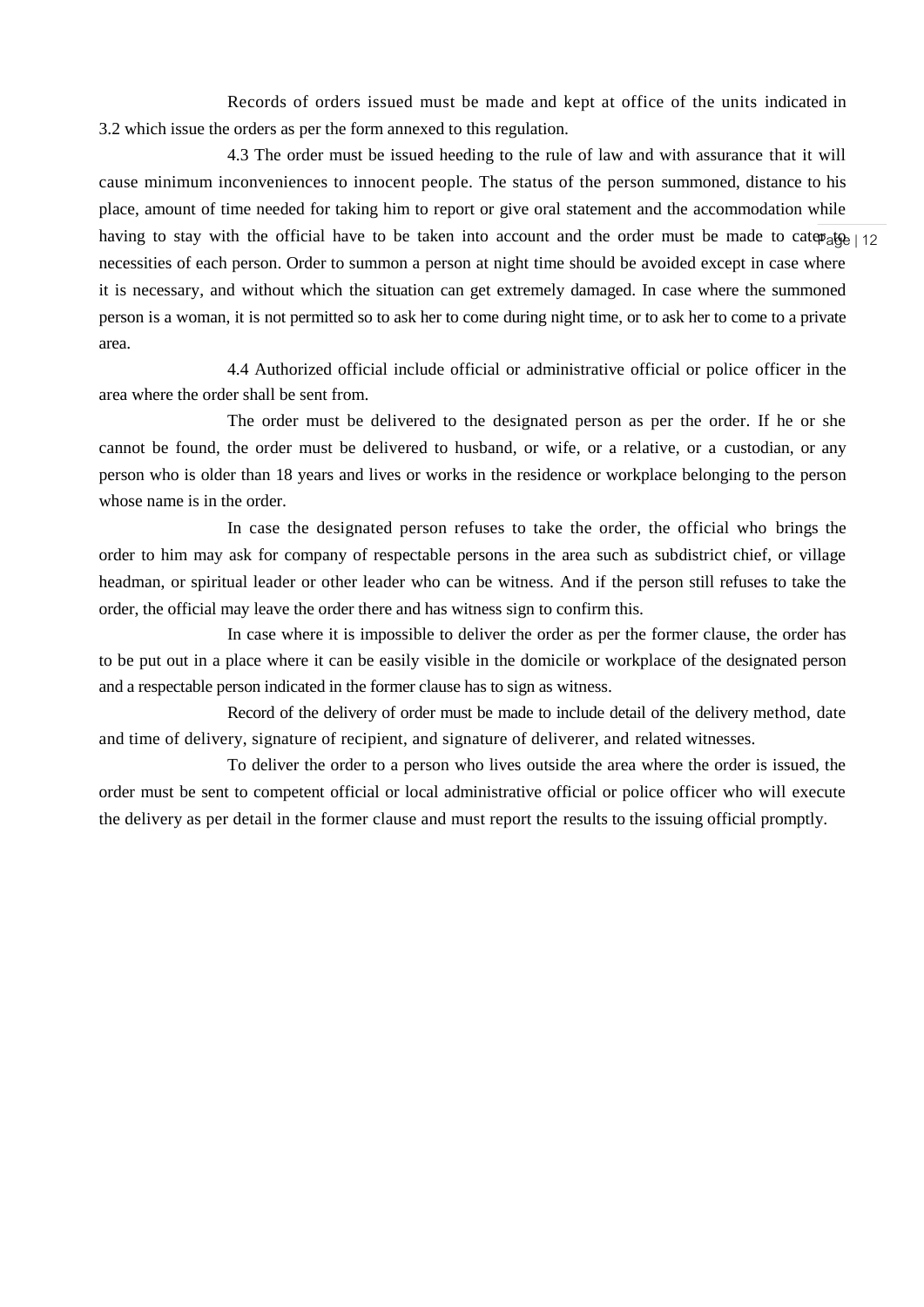Records of orders issued must be made and kept at office of the units indicated in 3.2 which issue the orders as per the form annexed to this regulation.

4.3 The order must be issued heeding to the rule of law and with assurance that it will cause minimum inconveniences to innocent people. The status of the person summoned, distance to his place, amount of time needed for taking him to report or give oral statement and the accommodation while having to stay with the official have to be taken into account and the order must be made to cater to necessities of each person. Order to summon a person at night time should be avoided except in case where it is necessary, and without which the situation can get extremely damaged. In case where the summoned person is a woman, it is not permitted so to ask her to come during night time, or to ask her to come to a private area.

4.4 Authorized official include official or administrative official or police officer in the area where the order shall be sent from.

The order must be delivered to the designated person as per the order. If he or she cannot be found, the order must be delivered to husband, or wife, or a relative, or a custodian, or any person who is older than 18 years and lives or works in the residence or workplace belonging to the person whose name is in the order.

In case the designated person refuses to take the order, the official who brings the order to him may ask for company of respectable persons in the area such as subdistrict chief, or village headman, or spiritual leader or other leader who can be witness. And if the person still refuses to take the order, the official may leave the order there and has witness sign to confirm this.

In case where it is impossible to deliver the order as per the former clause, the order has to be put out in a place where it can be easily visible in the domicile or workplace of the designated person and a respectable person indicated in the former clause has to sign as witness.

Record of the delivery of order must be made to include detail of the delivery method, date and time of delivery, signature of recipient, and signature of deliverer, and related witnesses.

To deliver the order to a person who lives outside the area where the order is issued, the order must be sent to competent official or local administrative official or police officer who will execute the delivery as per detail in the former clause and must report the results to the issuing official promptly.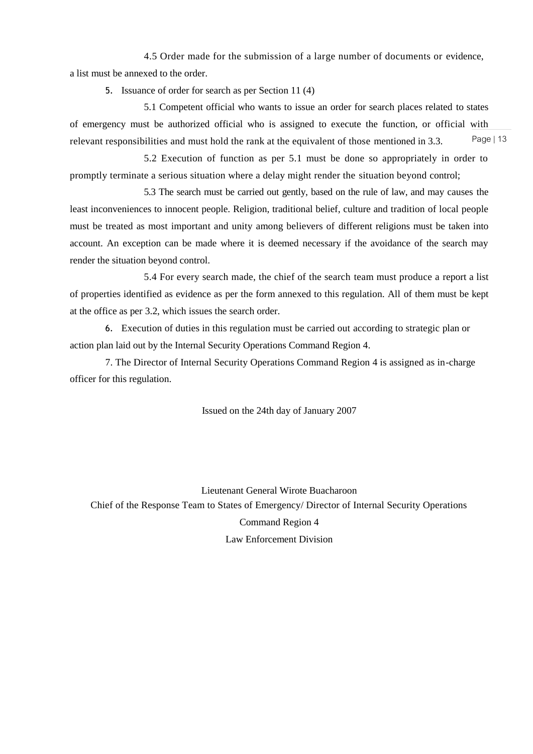4.5 Order made for the submission of a large number of documents or evidence, a list must be annexed to the order.

5. Issuance of order for search as per Section 11 (4)

5.1 Competent official who wants to issue an order for search places related to states of emergency must be authorized official who is assigned to execute the function, or official with relevant responsibilities and must hold the rank at the equivalent of those mentioned in 3.3.

5.2 Execution of function as per 5.1 must be done so appropriately in order to promptly terminate a serious situation where a delay might render the situation beyond control;

5.3 The search must be carried out gently, based on the rule of law, and may causes the least inconveniences to innocent people. Religion, traditional belief, culture and tradition of local people must be treated as most important and unity among believers of different religions must be taken into account. An exception can be made where it is deemed necessary if the avoidance of the search may render the situation beyond control.

5.4 For every search made, the chief of the search team must produce a report a list of properties identified as evidence as per the form annexed to this regulation. All of them must be kept at the office as per 3.2, which issues the search order.

6. Execution of duties in this regulation must be carried out according to strategic plan or action plan laid out by the Internal Security Operations Command Region 4.

7. The Director of Internal Security Operations Command Region 4 is assigned as in-charge officer for this regulation.

Issued on the 24th day of January 2007

Lieutenant General Wirote Buacharoon
Chief of the Response Team to States of Emergency/ Director of Internal Security Operations
Command Region 4
Law Enforcement Division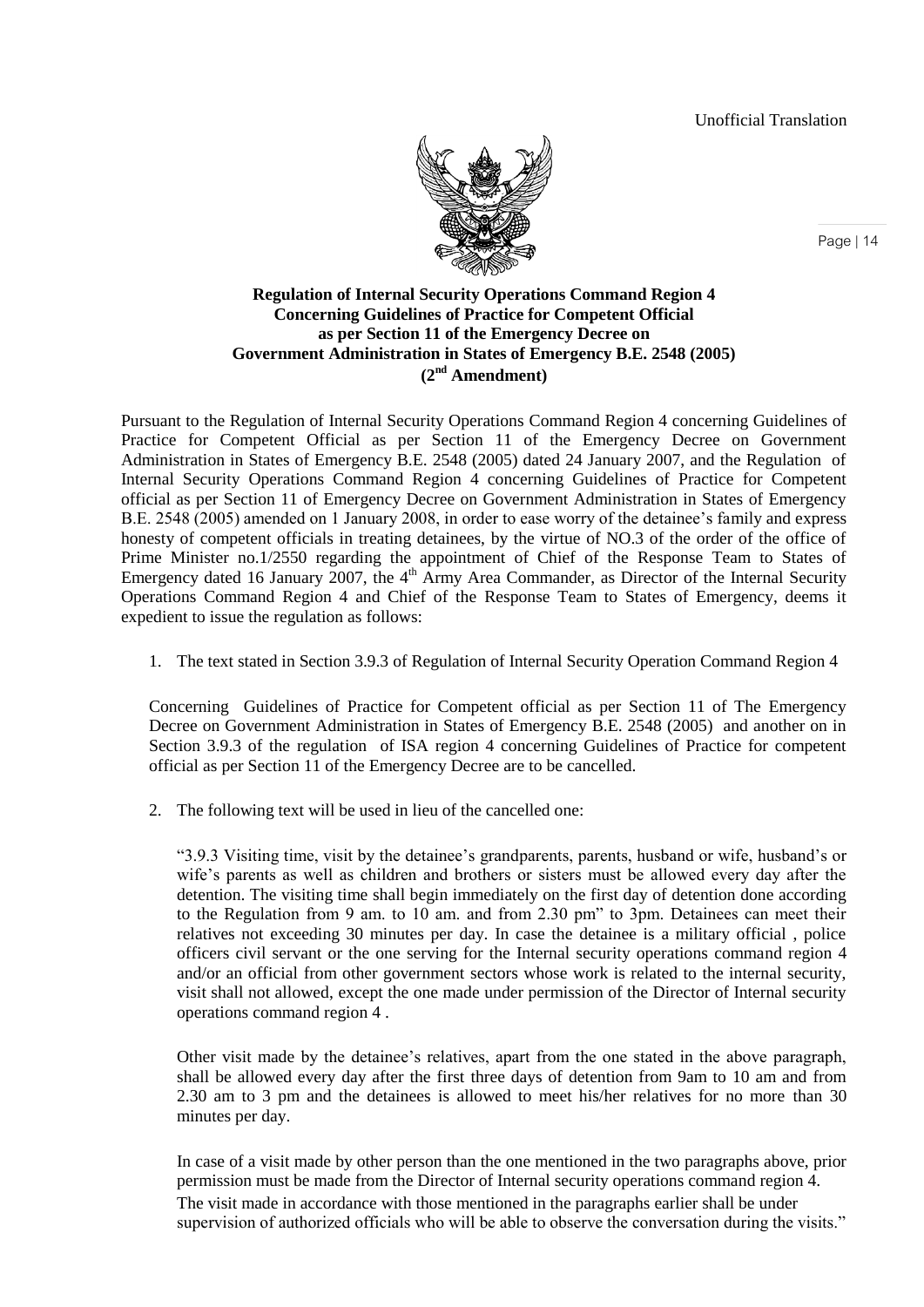Unofficial Translation

**Regulation of Internal Security Operations Command Region 4**
**Concerning Guidelines of Practice for Competent Official**
**as per Section 11 of the Emergency Decree on**
**Government Administration in States of Emergency B.E. 2548 (2005)**
**(2nd Amendment)**

Pursuant to the Regulation of Internal Security Operations Command Region 4 concerning Guidelines of Practice for Competent Official as per Section 11 of the Emergency Decree on Government Administration in States of Emergency B.E. 2548 (2005) dated 24 January 2007, and the Regulation of Internal Security Operations Command Region 4 concerning Guidelines of Practice for Competent official as per Section 11 of Emergency Decree on Government Administration in States of Emergency B.E. 2548 (2005) amended on 1 January 2008, in order to ease worry of the detainee's family and express honesty of competent officials in treating detainees, by the virtue of NO.3 of the order of the office of Prime Minister no.1/2550 regarding the appointment of Chief of the Response Team to States of Emergency dated 16 January 2007, the 4th Army Area Commander, as Director of the Internal Security Operations Command Region 4 and Chief of the Response Team to States of Emergency, deems it expedient to issue the regulation as follows:

1. The text stated in Section 3.9.3 of Regulation of Internal Security Operation Command Region 4

Concerning Guidelines of Practice for Competent official as per Section 11 of The Emergency Decree on Government Administration in States of Emergency B.E. 2548 (2005) and another on in Section 3.9.3 of the regulation of ISA region 4 concerning Guidelines of Practice for competent official as per Section 11 of the Emergency Decree are to be cancelled.

2. The following text will be used in lieu of the cancelled one:

"3.9.3 Visiting time, visit by the detainee's grandparents, parents, husband or wife, husband's or wife's parents as well as children and brothers or sisters must be allowed every day after the detention. The visiting time shall begin immediately on the first day of detention done according to the Regulation from 9 am. to 10 am. and from 2.30 pm" to 3pm. Detainees can meet their relatives not exceeding 30 minutes per day. In case the detainee is a military official , police officers civil servant or the one serving for the Internal security operations command region 4 and/or an official from other government sectors whose work is related to the internal security, visit shall not allowed, except the one made under permission of the Director of Internal security operations command region 4 .

Other visit made by the detainee's relatives, apart from the one stated in the above paragraph, shall be allowed every day after the first three days of detention from 9am to 10 am and from 2.30 am to 3 pm and the detainees is allowed to meet his/her relatives for no more than 30 minutes per day.

In case of a visit made by other person than the one mentioned in the two paragraphs above, prior permission must be made from the Director of Internal security operations command region 4.
The visit made in accordance with those mentioned in the paragraphs earlier shall be under supervision of authorized officials who will be able to observe the conversation during the visits."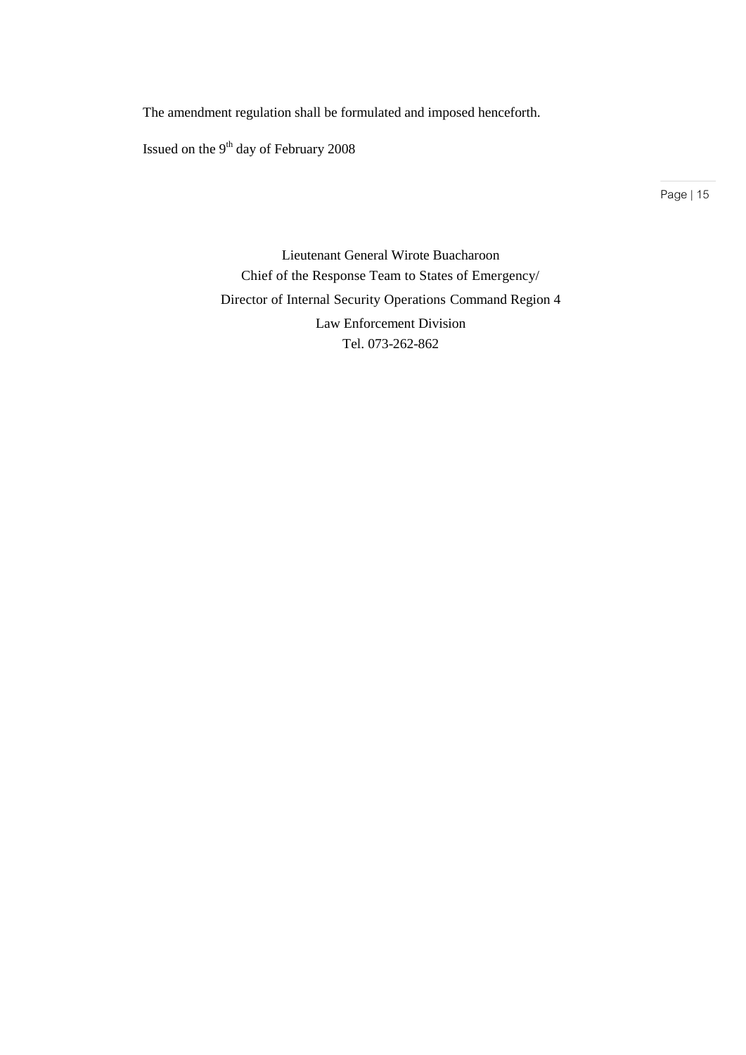The amendment regulation shall be formulated and imposed henceforth.

Issued on the 9th day of February 2008

Lieutenant General Wirote Buacharoon
Chief of the Response Team to States of Emergency/
Director of Internal Security Operations Command Region 4
Law Enforcement Division
Tel. 073-262-862